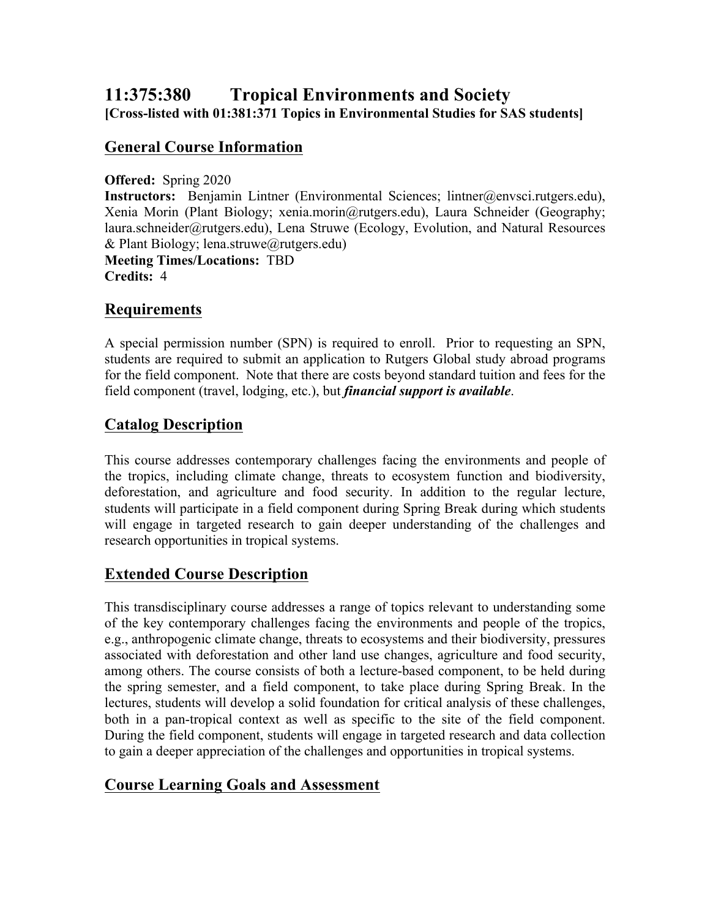# 11:375:380 Tropical Environments and Society

**[Cross-listed with 01:381:371 Topics in Environmental Studies for SAS students]**

## General Course Information

**Offered:** Spring 2020

**Instructors:** Benjamin Lintner (Environmental Sciences; lintner@envsci.rutgers.edu), Xenia Morin (Plant Biology; xenia.morin@rutgers.edu), Laura Schneider (Geography; laura.schneider@rutgers.edu), Lena Struwe (Ecology, Evolution, and Natural Resources & Plant Biology; lena.struwe@rutgers.edu)

**Meeting Times/Locations:** TBD

**Credits:** 4

## Requirements

A special permission number (SPN) is required to enroll. Prior to requesting an SPN, students are required to submit an application to Rutgers Global study abroad programs for the field component. Note that there are costs beyond standard tuition and fees for the field component (travel, lodging, etc.), but ***financial support is available***.

## Catalog Description

This course addresses contemporary challenges facing the environments and people of the tropics, including climate change, threats to ecosystem function and biodiversity, deforestation, and agriculture and food security. In addition to the regular lecture, students will participate in a field component during Spring Break during which students will engage in targeted research to gain deeper understanding of the challenges and research opportunities in tropical systems.

## Extended Course Description

This transdisciplinary course addresses a range of topics relevant to understanding some of the key contemporary challenges facing the environments and people of the tropics, e.g., anthropogenic climate change, threats to ecosystems and their biodiversity, pressures associated with deforestation and other land use changes, agriculture and food security, among others. The course consists of both a lecture-based component, to be held during the spring semester, and a field component, to take place during Spring Break. In the lectures, students will develop a solid foundation for critical analysis of these challenges, both in a pan-tropical context as well as specific to the site of the field component. During the field component, students will engage in targeted research and data collection to gain a deeper appreciation of the challenges and opportunities in tropical systems.

## Course Learning Goals and Assessment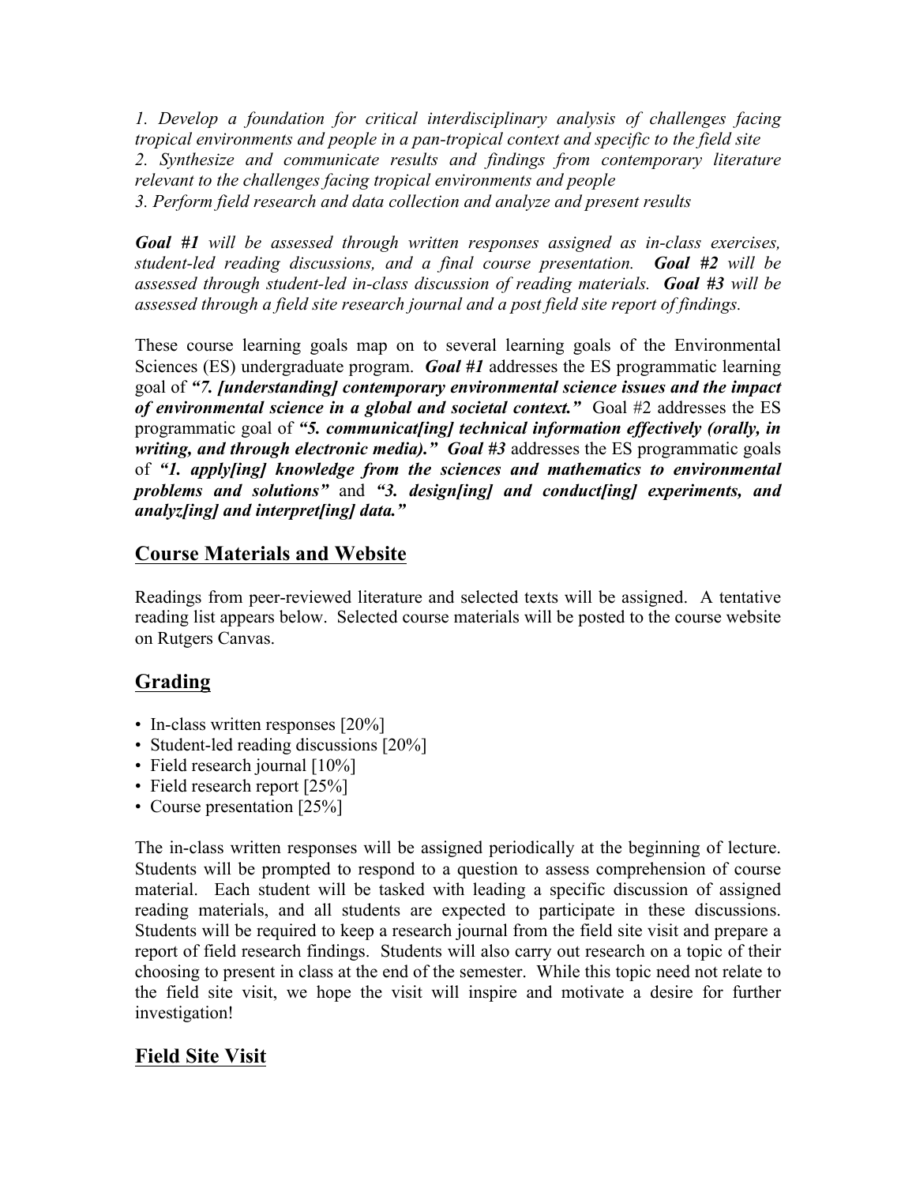*1. Develop a foundation for critical interdisciplinary analysis of challenges facing tropical environments and people in a pan-tropical context and specific to the field site*
*2. Synthesize and communicate results and findings from contemporary literature relevant to the challenges facing tropical environments and people*
*3. Perform field research and data collection and analyze and present results*

***Goal #1*** *will be assessed through written responses assigned as in-class exercises, student-led reading discussions, and a final course presentation.* ***Goal #2*** *will be assessed through student-led in-class discussion of reading materials.* ***Goal #3*** *will be assessed through a field site research journal and a post field site report of findings.*

These course learning goals map on to several learning goals of the Environmental Sciences (ES) undergraduate program. ***Goal #1*** addresses the ES programmatic learning goal of ***"7. [understanding] contemporary environmental science issues and the impact of environmental science in a global and societal context."*** Goal #2 addresses the ES programmatic goal of ***"5. communicat[ing] technical information effectively (orally, in writing, and through electronic media)."*** ***Goal #3*** addresses the ES programmatic goals of ***"1. apply[ing] knowledge from the sciences and mathematics to environmental problems and solutions"*** and ***"3. design[ing] and conduct[ing] experiments, and analyz[ing] and interpret[ing] data."***

## Course Materials and Website

Readings from peer-reviewed literature and selected texts will be assigned. A tentative reading list appears below. Selected course materials will be posted to the course website on Rutgers Canvas.

## Grading

- In-class written responses [20%]
- Student-led reading discussions [20%]
- Field research journal [10%]
- Field research report [25%]
- Course presentation [25%]

The in-class written responses will be assigned periodically at the beginning of lecture. Students will be prompted to respond to a question to assess comprehension of course material. Each student will be tasked with leading a specific discussion of assigned reading materials, and all students are expected to participate in these discussions. Students will be required to keep a research journal from the field site visit and prepare a report of field research findings. Students will also carry out research on a topic of their choosing to present in class at the end of the semester. While this topic need not relate to the field site visit, we hope the visit will inspire and motivate a desire for further investigation!

## Field Site Visit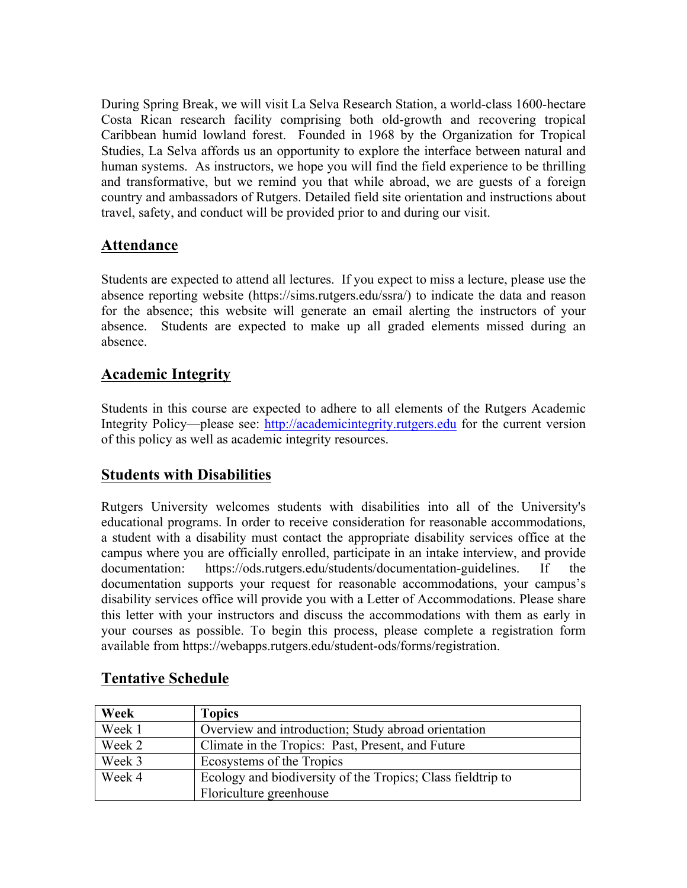During Spring Break, we will visit La Selva Research Station, a world-class 1600-hectare Costa Rican research facility comprising both old-growth and recovering tropical Caribbean humid lowland forest. Founded in 1968 by the Organization for Tropical Studies, La Selva affords us an opportunity to explore the interface between natural and human systems. As instructors, we hope you will find the field experience to be thrilling and transformative, but we remind you that while abroad, we are guests of a foreign country and ambassadors of Rutgers. Detailed field site orientation and instructions about travel, safety, and conduct will be provided prior to and during our visit.

## Attendance

Students are expected to attend all lectures. If you expect to miss a lecture, please use the absence reporting website (https://sims.rutgers.edu/ssra/) to indicate the data and reason for the absence; this website will generate an email alerting the instructors of your absence. Students are expected to make up all graded elements missed during an absence.

## Academic Integrity

Students in this course are expected to adhere to all elements of the Rutgers Academic Integrity Policy—please see: http://academicintegrity.rutgers.edu for the current version of this policy as well as academic integrity resources.

## Students with Disabilities

Rutgers University welcomes students with disabilities into all of the University's educational programs. In order to receive consideration for reasonable accommodations, a student with a disability must contact the appropriate disability services office at the campus where you are officially enrolled, participate in an intake interview, and provide documentation: https://ods.rutgers.edu/students/documentation-guidelines. If the documentation supports your request for reasonable accommodations, your campus's disability services office will provide you with a Letter of Accommodations. Please share this letter with your instructors and discuss the accommodations with them as early in your courses as possible. To begin this process, please complete a registration form available from https://webapps.rutgers.edu/student-ods/forms/registration.

## Tentative Schedule

| Week | Topics |
|---|---|
| Week 1 | Overview and introduction; Study abroad orientation |
| Week 2 | Climate in the Tropics: Past, Present, and Future |
| Week 3 | Ecosystems of the Tropics |
| Week 4 | Ecology and biodiversity of the Tropics; Class fieldtrip to Floriculture greenhouse |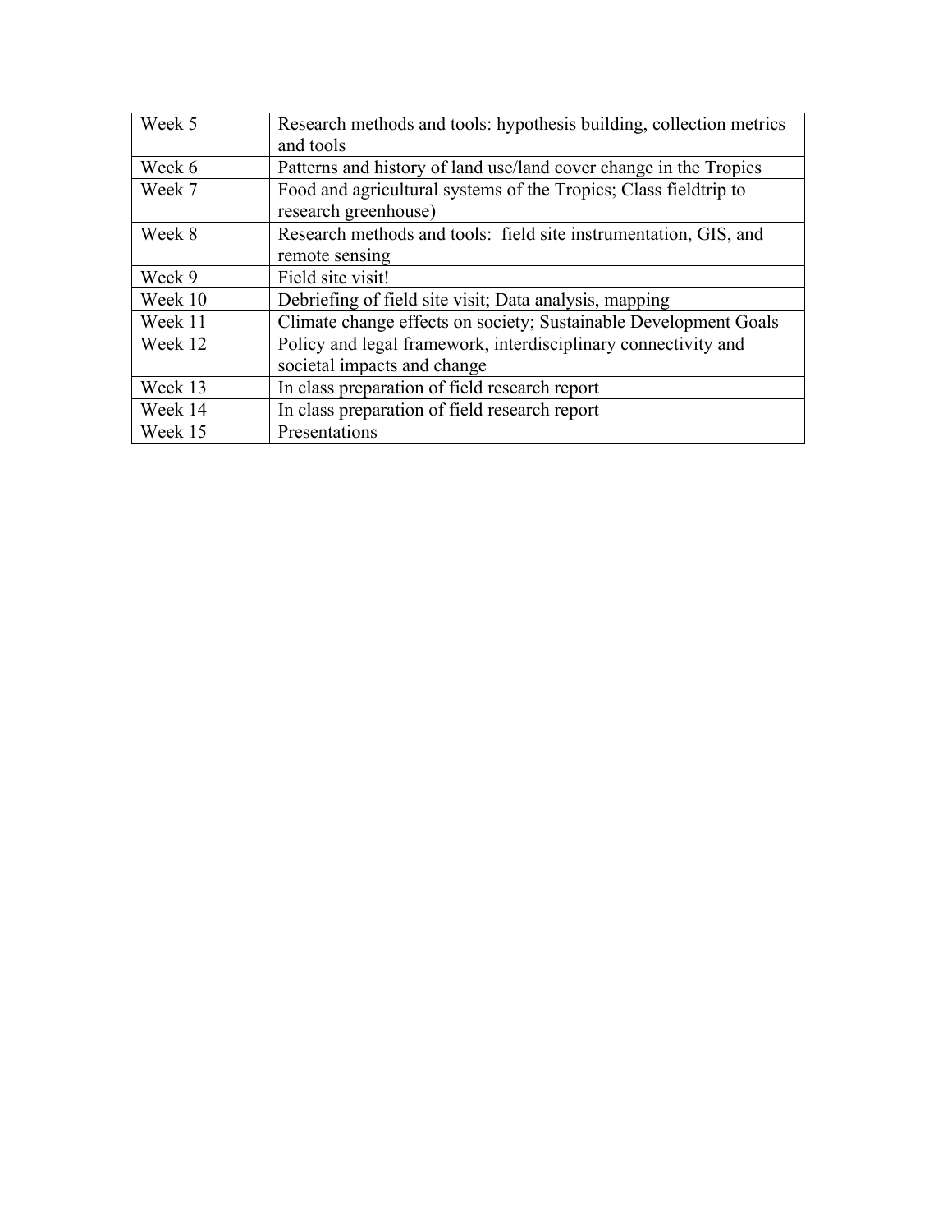| Week 5 | Research methods and tools: hypothesis building, collection metrics and tools |
| --- | --- |
| Week 6 | Patterns and history of land use/land cover change in the Tropics |
| Week 7 | Food and agricultural systems of the Tropics; Class fieldtrip to research greenhouse) |
| Week 8 | Research methods and tools:  field site instrumentation, GIS, and remote sensing |
| Week 9 | Field site visit! |
| Week 10 | Debriefing of field site visit; Data analysis, mapping |
| Week 11 | Climate change effects on society; Sustainable Development Goals |
| Week 12 | Policy and legal framework, interdisciplinary connectivity and societal impacts and change |
| Week 13 | In class preparation of field research report |
| Week 14 | In class preparation of field research report |
| Week 15 | Presentations |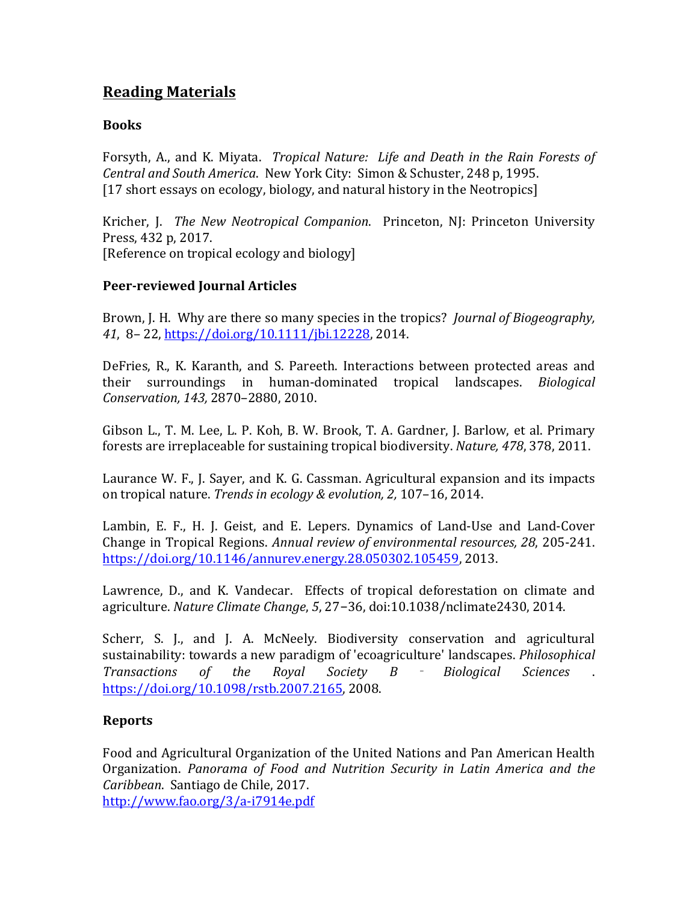## Reading Materials

### Books

Forsyth, A., and K. Miyata. *Tropical Nature: Life and Death in the Rain Forests of Central and South America*. New York City: Simon & Schuster, 248 p, 1995.
[17 short essays on ecology, biology, and natural history in the Neotropics]

Kricher, J. *The New Neotropical Companion*. Princeton, NJ: Princeton University Press, 432 p, 2017.
[Reference on tropical ecology and biology]

### Peer-reviewed Journal Articles

Brown, J. H. Why are there so many species in the tropics? *Journal of Biogeography, 41*, 8– 22, https://doi.org/10.1111/jbi.12228, 2014.

DeFries, R., K. Karanth, and S. Pareeth. Interactions between protected areas and their surroundings in human-dominated tropical landscapes. *Biological Conservation, 143,* 2870–2880, 2010.

Gibson L., T. M. Lee, L. P. Koh, B. W. Brook, T. A. Gardner, J. Barlow, et al. Primary forests are irreplaceable for sustaining tropical biodiversity. *Nature, 478*, 378, 2011.

Laurance W. F., J. Sayer, and K. G. Cassman. Agricultural expansion and its impacts on tropical nature. *Trends in ecology & evolution, 2,* 107–16, 2014.

Lambin, E. F., H. J. Geist, and E. Lepers. Dynamics of Land-Use and Land-Cover Change in Tropical Regions. *Annual review of environmental resources, 28*, 205-241. https://doi.org/10.1146/annurev.energy.28.050302.105459, 2013.

Lawrence, D., and K. Vandecar. Effects of tropical deforestation on climate and agriculture. *Nature Climate Change*, *5*, 27−36, doi:10.1038/nclimate2430, 2014.

Scherr, S. J., and J. A. McNeely. Biodiversity conservation and agricultural sustainability: towards a new paradigm of 'ecoagriculture' landscapes. *Philosophical Transactions of the Royal Society B* ‐ *Biological Sciences* . https://doi.org/10.1098/rstb.2007.2165, 2008.

### Reports

Food and Agricultural Organization of the United Nations and Pan American Health Organization. *Panorama of Food and Nutrition Security in Latin America and the Caribbean*. Santiago de Chile, 2017.
http://www.fao.org/3/a-i7914e.pdf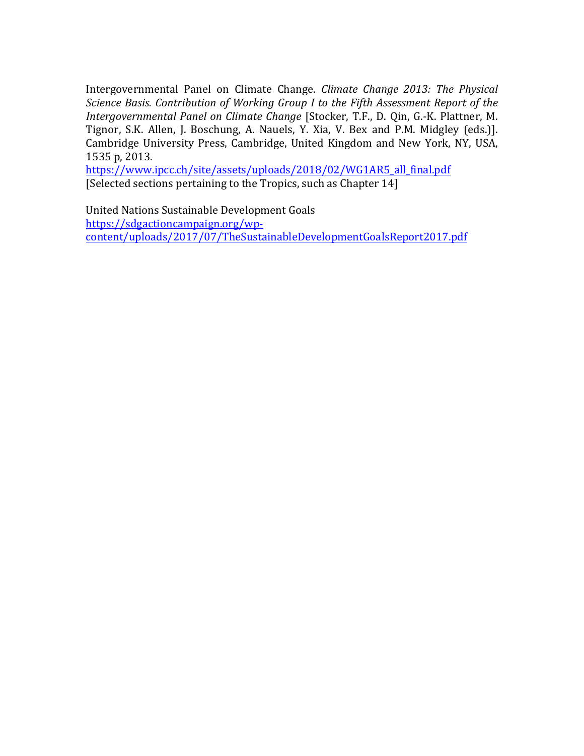Intergovernmental Panel on Climate Change. *Climate Change 2013: The Physical Science Basis. Contribution of Working Group I to the Fifth Assessment Report of the Intergovernmental Panel on Climate Change* [Stocker, T.F., D. Qin, G.-K. Plattner, M. Tignor, S.K. Allen, J. Boschung, A. Nauels, Y. Xia, V. Bex and P.M. Midgley (eds.)]. Cambridge University Press, Cambridge, United Kingdom and New York, NY, USA, 1535 p, 2013.
[https://www.ipcc.ch/site/assets/uploads/2018/02/WG1AR5_all_final.pdf](https://www.ipcc.ch/site/assets/uploads/2018/02/WG1AR5_all_final.pdf)
[Selected sections pertaining to the Tropics, such as Chapter 14]

United Nations Sustainable Development Goals
[https://sdgactioncampaign.org/wp-content/uploads/2017/07/TheSustainableDevelopmentGoalsReport2017.pdf](https://sdgactioncampaign.org/wp-content/uploads/2017/07/TheSustainableDevelopmentGoalsReport2017.pdf)